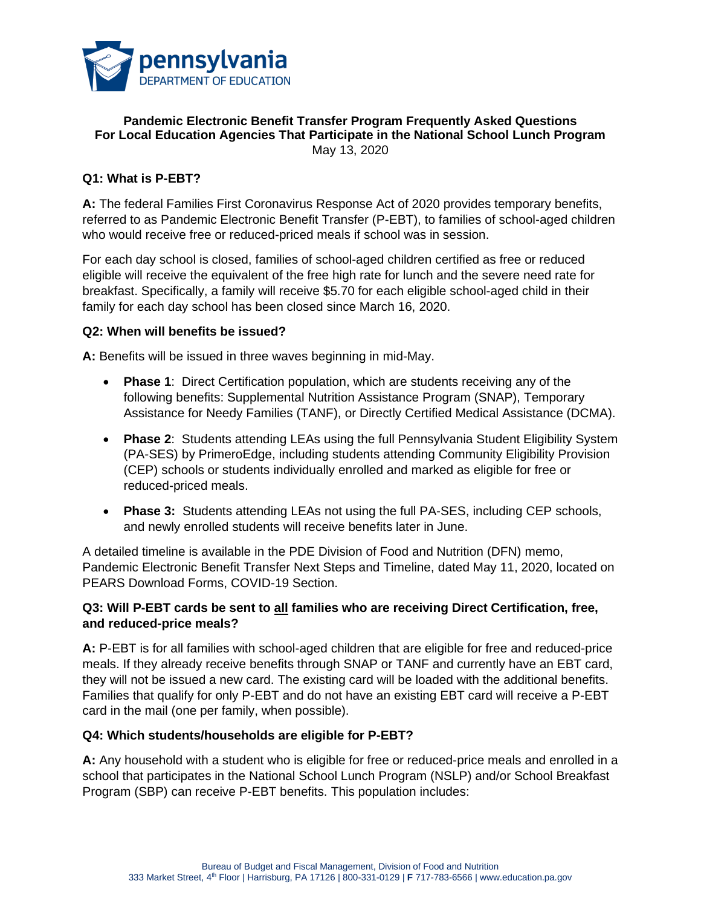pennsylvania
DEPARTMENT OF EDUCATION

**Pandemic Electronic Benefit Transfer Program Frequently Asked Questions**
**For Local Education Agencies That Participate in the National School Lunch Program**
May 13, 2020

### Q1: What is P-EBT?

**A:** The federal Families First Coronavirus Response Act of 2020 provides temporary benefits, referred to as Pandemic Electronic Benefit Transfer (P-EBT), to families of school-aged children who would receive free or reduced-priced meals if school was in session.

For each day school is closed, families of school-aged children certified as free or reduced eligible will receive the equivalent of the free high rate for lunch and the severe need rate for breakfast. Specifically, a family will receive $5.70 for each eligible school-aged child in their family for each day school has been closed since March 16, 2020.

### Q2: When will benefits be issued?

**A:** Benefits will be issued in three waves beginning in mid-May.

- **Phase 1**: Direct Certification population, which are students receiving any of the following benefits: Supplemental Nutrition Assistance Program (SNAP), Temporary Assistance for Needy Families (TANF), or Directly Certified Medical Assistance (DCMA).
- **Phase 2**: Students attending LEAs using the full Pennsylvania Student Eligibility System (PA-SES) by PrimeroEdge, including students attending Community Eligibility Provision (CEP) schools or students individually enrolled and marked as eligible for free or reduced-priced meals.
- **Phase 3:** Students attending LEAs not using the full PA-SES, including CEP schools, and newly enrolled students will receive benefits later in June.

A detailed timeline is available in the PDE Division of Food and Nutrition (DFN) memo, Pandemic Electronic Benefit Transfer Next Steps and Timeline, dated May 11, 2020, located on PEARS Download Forms, COVID-19 Section.

### Q3: Will P-EBT cards be sent to all families who are receiving Direct Certification, free, and reduced-price meals?

**A:** P-EBT is for all families with school-aged children that are eligible for free and reduced-price meals. If they already receive benefits through SNAP or TANF and currently have an EBT card, they will not be issued a new card. The existing card will be loaded with the additional benefits. Families that qualify for only P-EBT and do not have an existing EBT card will receive a P-EBT card in the mail (one per family, when possible).

### Q4: Which students/households are eligible for P-EBT?

**A:** Any household with a student who is eligible for free or reduced-price meals and enrolled in a school that participates in the National School Lunch Program (NSLP) and/or School Breakfast Program (SBP) can receive P-EBT benefits. This population includes: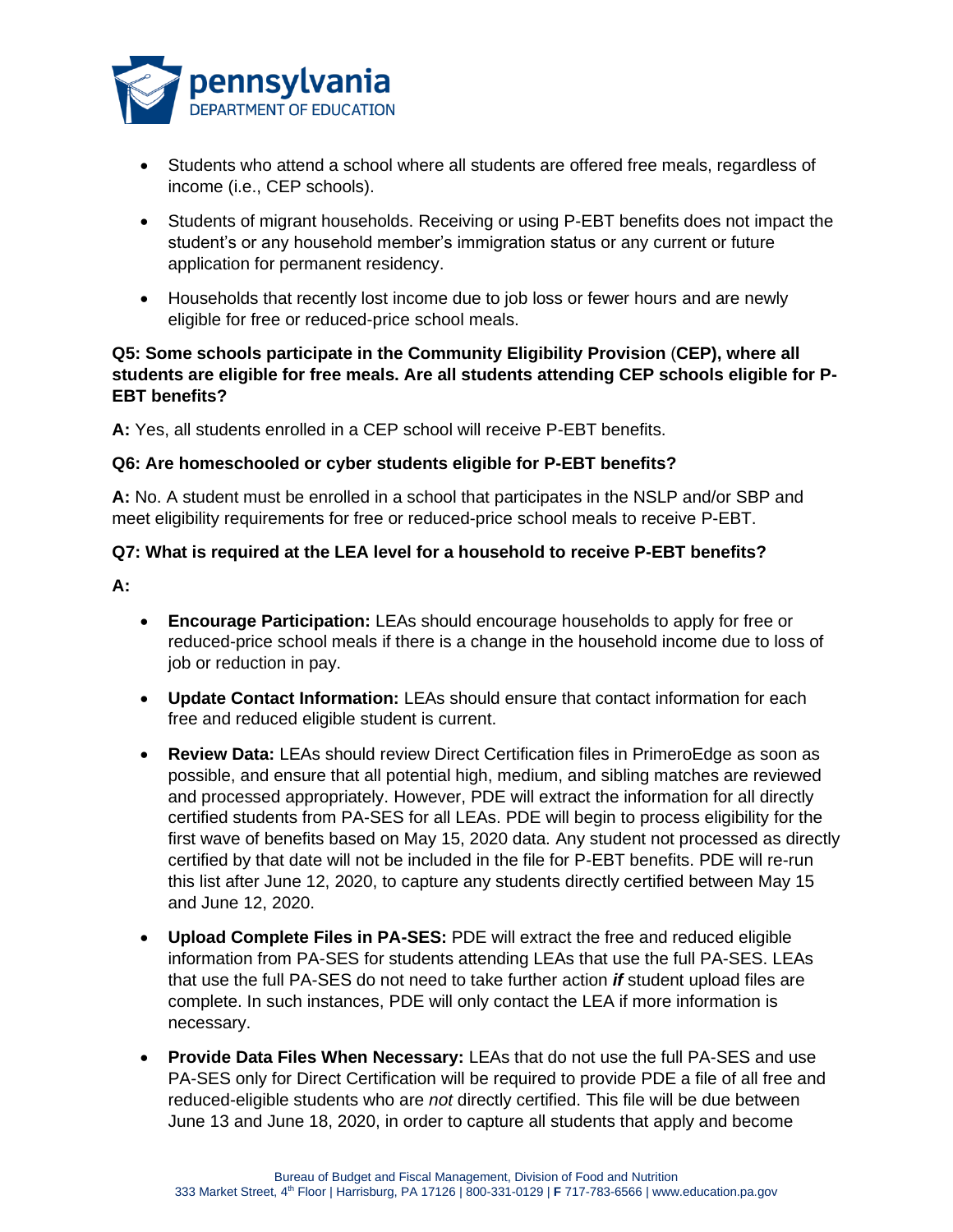- Students who attend a school where all students are offered free meals, regardless of income (i.e., CEP schools).
- Students of migrant households. Receiving or using P-EBT benefits does not impact the student's or any household member's immigration status or any current or future application for permanent residency.
- Households that recently lost income due to job loss or fewer hours and are newly eligible for free or reduced-price school meals.

**Q5: Some schools participate in the Community Eligibility Provision (CEP), where all students are eligible for free meals. Are all students attending CEP schools eligible for P-EBT benefits?**

**A:** Yes, all students enrolled in a CEP school will receive P-EBT benefits.

**Q6: Are homeschooled or cyber students eligible for P-EBT benefits?**

**A:** No. A student must be enrolled in a school that participates in the NSLP and/or SBP and meet eligibility requirements for free or reduced-price school meals to receive P-EBT.

**Q7: What is required at the LEA level for a household to receive P-EBT benefits?**

**A:**

- **Encourage Participation:** LEAs should encourage households to apply for free or reduced-price school meals if there is a change in the household income due to loss of job or reduction in pay.
- **Update Contact Information:** LEAs should ensure that contact information for each free and reduced eligible student is current.
- **Review Data:** LEAs should review Direct Certification files in PrimeroEdge as soon as possible, and ensure that all potential high, medium, and sibling matches are reviewed and processed appropriately. However, PDE will extract the information for all directly certified students from PA-SES for all LEAs. PDE will begin to process eligibility for the first wave of benefits based on May 15, 2020 data. Any student not processed as directly certified by that date will not be included in the file for P-EBT benefits. PDE will re-run this list after June 12, 2020, to capture any students directly certified between May 15 and June 12, 2020.
- **Upload Complete Files in PA-SES:** PDE will extract the free and reduced eligible information from PA-SES for students attending LEAs that use the full PA-SES. LEAs that use the full PA-SES do not need to take further action ***if*** student upload files are complete. In such instances, PDE will only contact the LEA if more information is necessary.
- **Provide Data Files When Necessary:** LEAs that do not use the full PA-SES and use PA-SES only for Direct Certification will be required to provide PDE a file of all free and reduced-eligible students who are *not* directly certified. This file will be due between June 13 and June 18, 2020, in order to capture all students that apply and become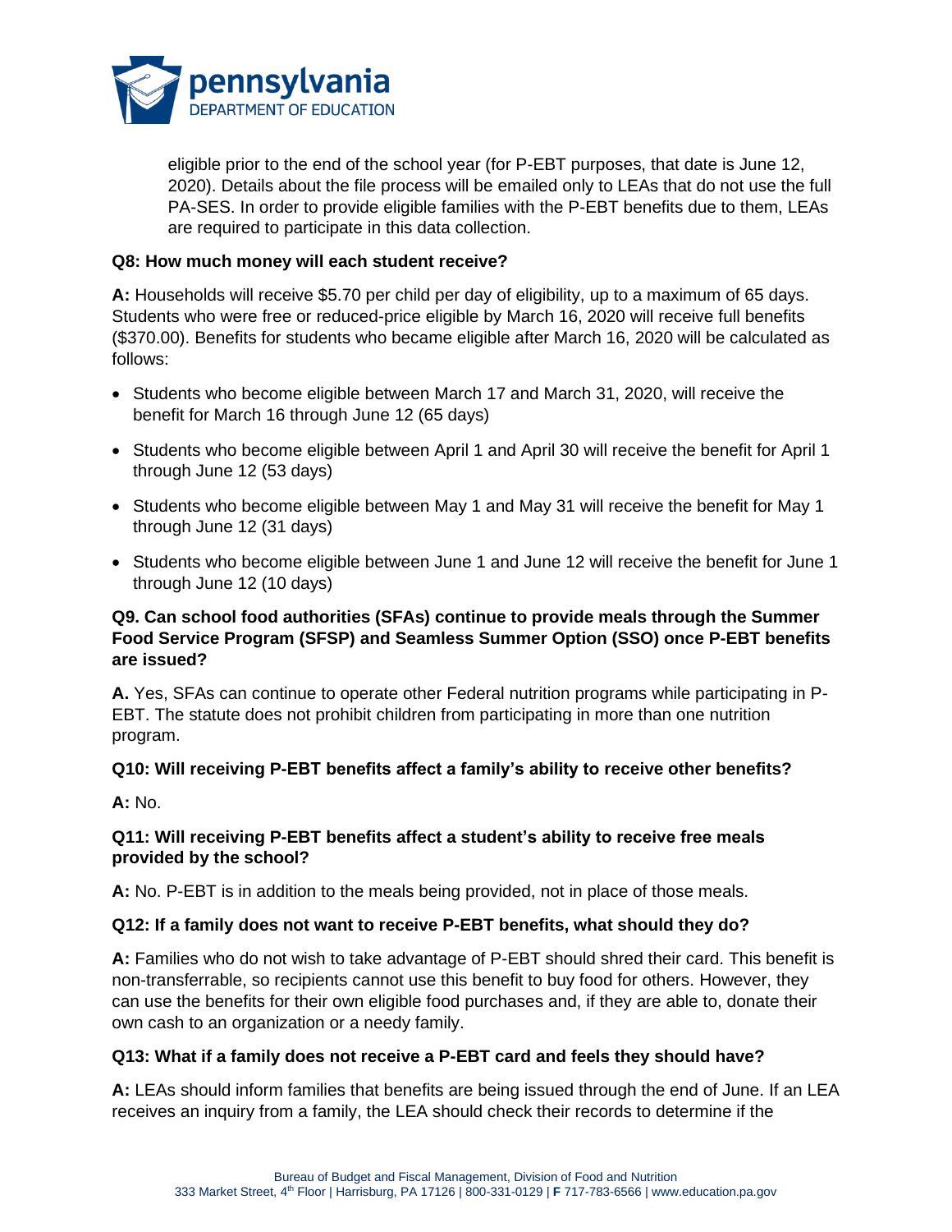eligible prior to the end of the school year (for P-EBT purposes, that date is June 12, 2020). Details about the file process will be emailed only to LEAs that do not use the full PA-SES. In order to provide eligible families with the P-EBT benefits due to them, LEAs are required to participate in this data collection.

**Q8: How much money will each student receive?**

**A:** Households will receive $5.70 per child per day of eligibility, up to a maximum of 65 days. Students who were free or reduced-price eligible by March 16, 2020 will receive full benefits ($370.00). Benefits for students who became eligible after March 16, 2020 will be calculated as follows:

- Students who become eligible between March 17 and March 31, 2020, will receive the benefit for March 16 through June 12 (65 days)
- Students who become eligible between April 1 and April 30 will receive the benefit for April 1 through June 12 (53 days)
- Students who become eligible between May 1 and May 31 will receive the benefit for May 1 through June 12 (31 days)
- Students who become eligible between June 1 and June 12 will receive the benefit for June 1 through June 12 (10 days)

**Q9. Can school food authorities (SFAs) continue to provide meals through the Summer Food Service Program (SFSP) and Seamless Summer Option (SSO) once P-EBT benefits are issued?**

**A.** Yes, SFAs can continue to operate other Federal nutrition programs while participating in P-EBT. The statute does not prohibit children from participating in more than one nutrition program.

**Q10: Will receiving P-EBT benefits affect a family's ability to receive other benefits?**

**A:** No.

**Q11: Will receiving P-EBT benefits affect a student's ability to receive free meals provided by the school?**

**A:** No. P-EBT is in addition to the meals being provided, not in place of those meals.

**Q12: If a family does not want to receive P-EBT benefits, what should they do?**

**A:** Families who do not wish to take advantage of P-EBT should shred their card. This benefit is non-transferrable, so recipients cannot use this benefit to buy food for others. However, they can use the benefits for their own eligible food purchases and, if they are able to, donate their own cash to an organization or a needy family.

**Q13: What if a family does not receive a P-EBT card and feels they should have?**

**A:** LEAs should inform families that benefits are being issued through the end of June. If an LEA receives an inquiry from a family, the LEA should check their records to determine if the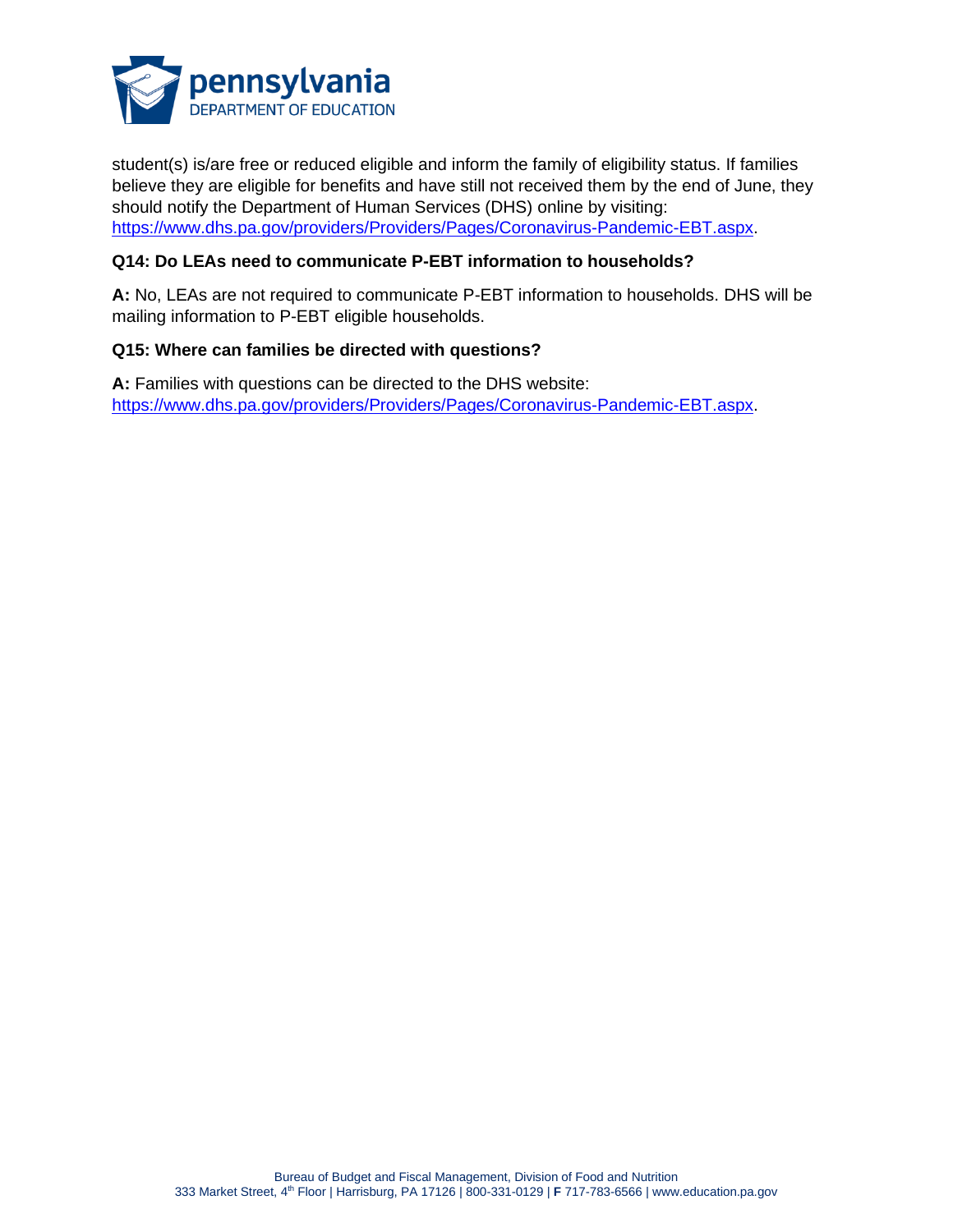student(s) is/are free or reduced eligible and inform the family of eligibility status. If families believe they are eligible for benefits and have still not received them by the end of June, they should notify the Department of Human Services (DHS) online by visiting: https://www.dhs.pa.gov/providers/Providers/Pages/Coronavirus-Pandemic-EBT.aspx.

**Q14: Do LEAs need to communicate P-EBT information to households?**

**A:** No, LEAs are not required to communicate P-EBT information to households. DHS will be mailing information to P-EBT eligible households.

**Q15: Where can families be directed with questions?**

**A:** Families with questions can be directed to the DHS website: https://www.dhs.pa.gov/providers/Providers/Pages/Coronavirus-Pandemic-EBT.aspx.